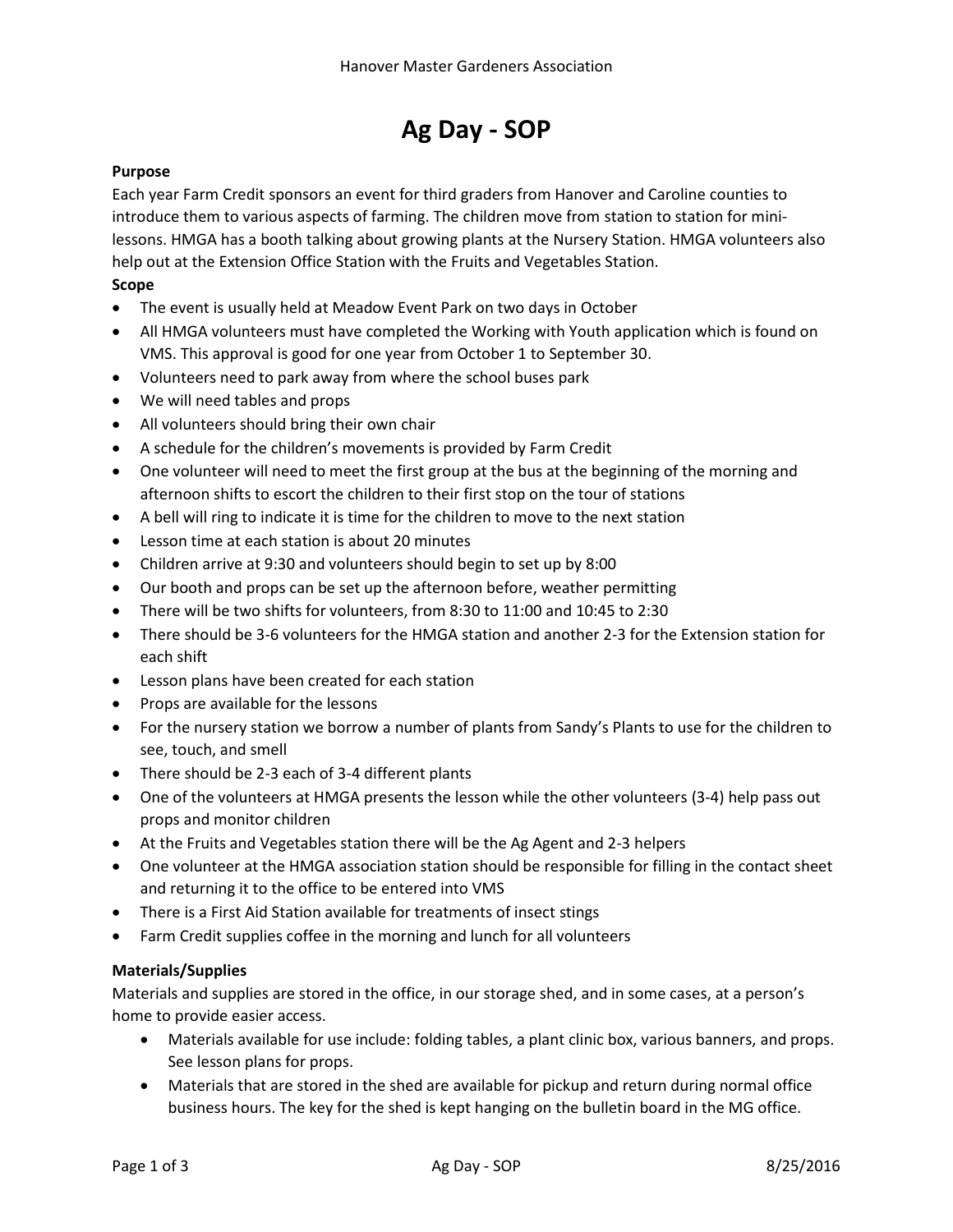# Ag Day - SOP

**Purpose**

Each year Farm Credit sponsors an event for third graders from Hanover and Caroline counties to introduce them to various aspects of farming. The children move from station to station for mini-lessons. HMGA has a booth talking about growing plants at the Nursery Station. HMGA volunteers also help out at the Extension Office Station with the Fruits and Vegetables Station.

**Scope**

- The event is usually held at Meadow Event Park on two days in October
- All HMGA volunteers must have completed the Working with Youth application which is found on VMS. This approval is good for one year from October 1 to September 30.
- Volunteers need to park away from where the school buses park
- We will need tables and props
- All volunteers should bring their own chair
- A schedule for the children's movements is provided by Farm Credit
- One volunteer will need to meet the first group at the bus at the beginning of the morning and afternoon shifts to escort the children to their first stop on the tour of stations
- A bell will ring to indicate it is time for the children to move to the next station
- Lesson time at each station is about 20 minutes
- Children arrive at 9:30 and volunteers should begin to set up by 8:00
- Our booth and props can be set up the afternoon before, weather permitting
- There will be two shifts for volunteers, from 8:30 to 11:00 and 10:45 to 2:30
- There should be 3-6 volunteers for the HMGA station and another 2-3 for the Extension station for each shift
- Lesson plans have been created for each station
- Props are available for the lessons
- For the nursery station we borrow a number of plants from Sandy's Plants to use for the children to see, touch, and smell
- There should be 2-3 each of 3-4 different plants
- One of the volunteers at HMGA presents the lesson while the other volunteers (3-4) help pass out props and monitor children
- At the Fruits and Vegetables station there will be the Ag Agent and 2-3 helpers
- One volunteer at the HMGA association station should be responsible for filling in the contact sheet and returning it to the office to be entered into VMS
- There is a First Aid Station available for treatments of insect stings
- Farm Credit supplies coffee in the morning and lunch for all volunteers

**Materials/Supplies**

Materials and supplies are stored in the office, in our storage shed, and in some cases, at a person's home to provide easier access.

- Materials available for use include: folding tables, a plant clinic box, various banners, and props. See lesson plans for props.
- Materials that are stored in the shed are available for pickup and return during normal office business hours. The key for the shed is kept hanging on the bulletin board in the MG office.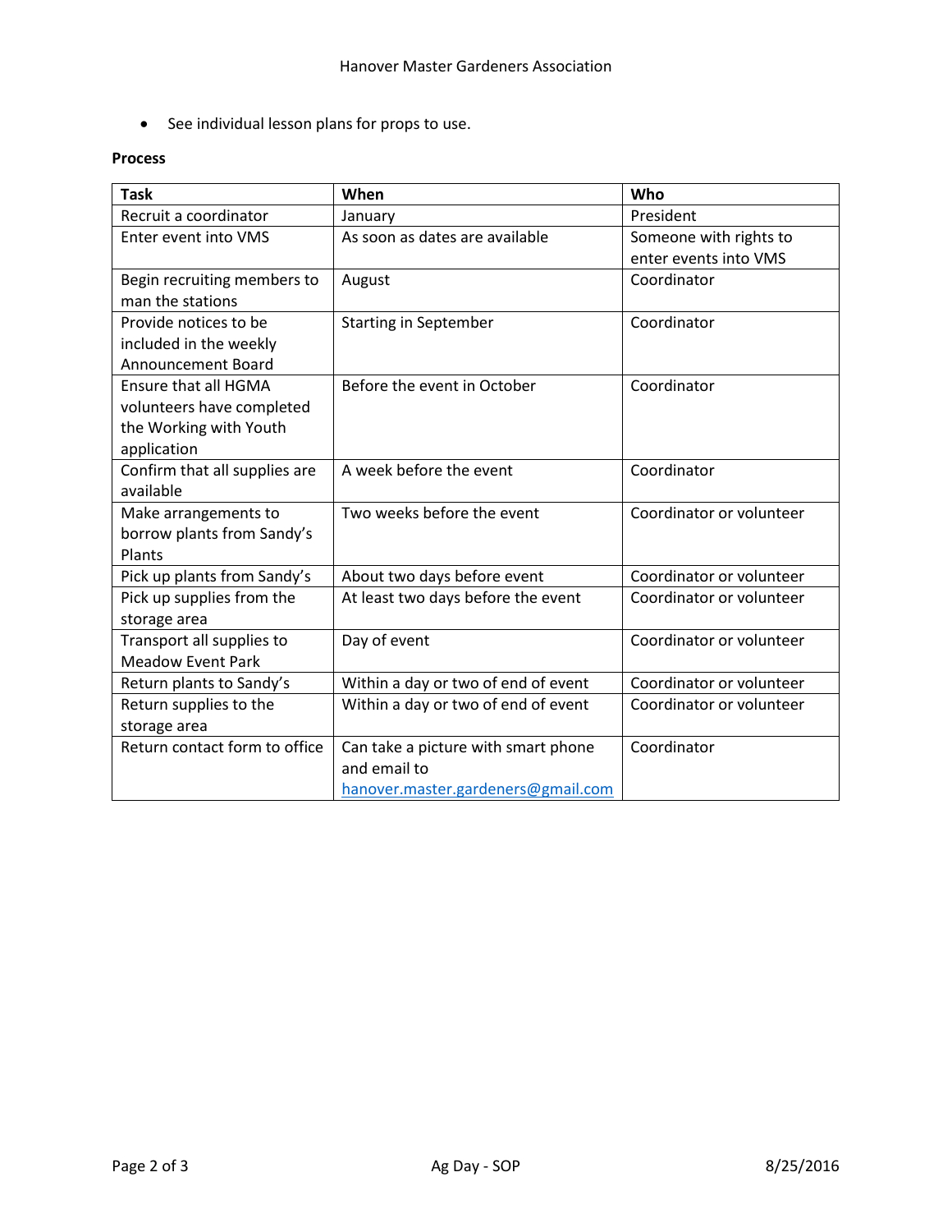- See individual lesson plans for props to use.

**Process**

| Task | When | Who |
|---|---|---|
| Recruit a coordinator | January | President |
| Enter event into VMS | As soon as dates are available | Someone with rights to enter events into VMS |
| Begin recruiting members to man the stations | August | Coordinator |
| Provide notices to be included in the weekly Announcement Board | Starting in September | Coordinator |
| Ensure that all HGMA volunteers have completed the Working with Youth application | Before the event in October | Coordinator |
| Confirm that all supplies are available | A week before the event | Coordinator |
| Make arrangements to borrow plants from Sandy's Plants | Two weeks before the event | Coordinator or volunteer |
| Pick up plants from Sandy's | About two days before event | Coordinator or volunteer |
| Pick up supplies from the storage area | At least two days before the event | Coordinator or volunteer |
| Transport all supplies to Meadow Event Park | Day of event | Coordinator or volunteer |
| Return plants to Sandy's | Within a day or two of end of event | Coordinator or volunteer |
| Return supplies to the storage area | Within a day or two of end of event | Coordinator or volunteer |
| Return contact form to office | Can take a picture with smart phone and email to hanover.master.gardeners@gmail.com | Coordinator |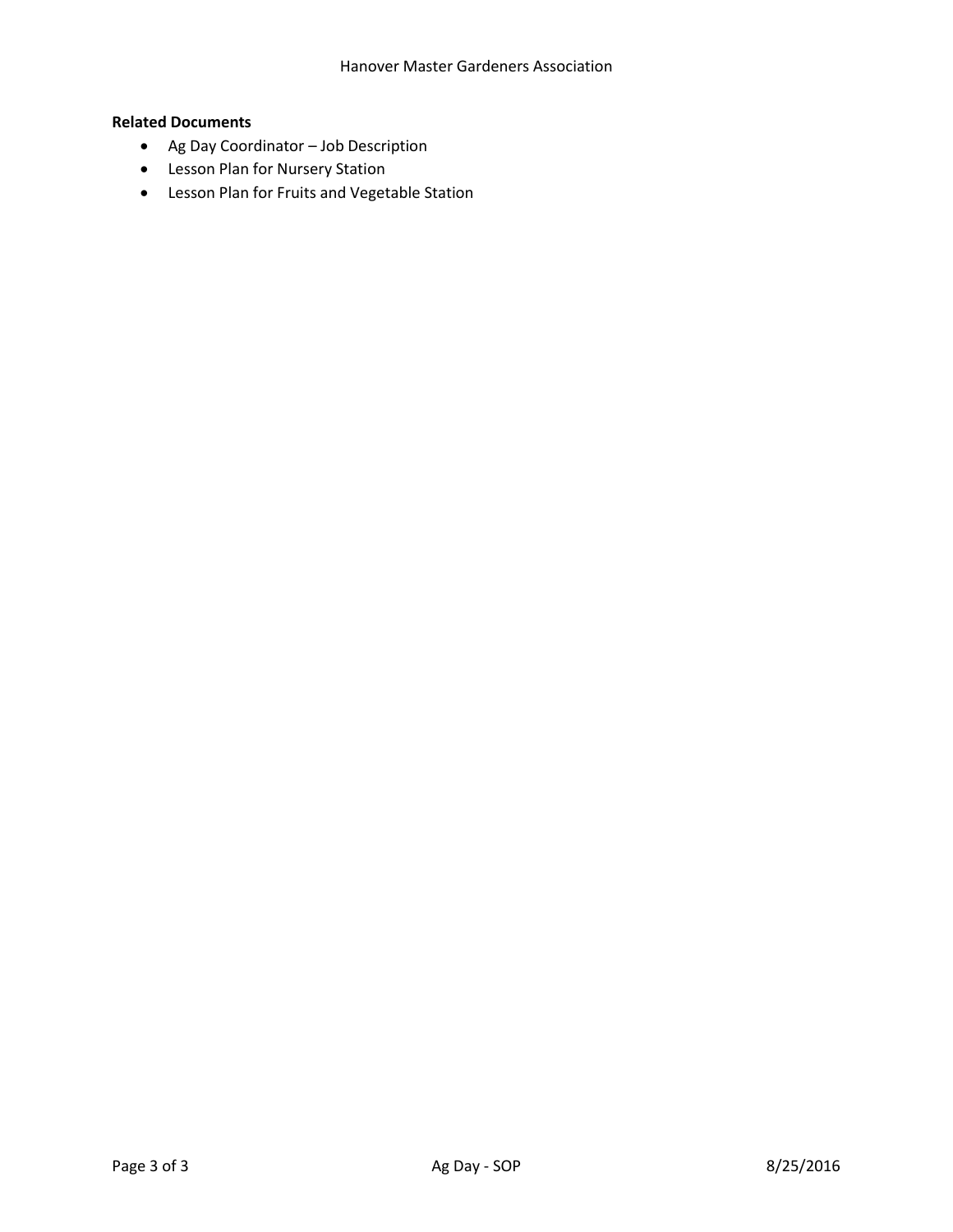**Related Documents**

- Ag Day Coordinator – Job Description
- Lesson Plan for Nursery Station
- Lesson Plan for Fruits and Vegetable Station